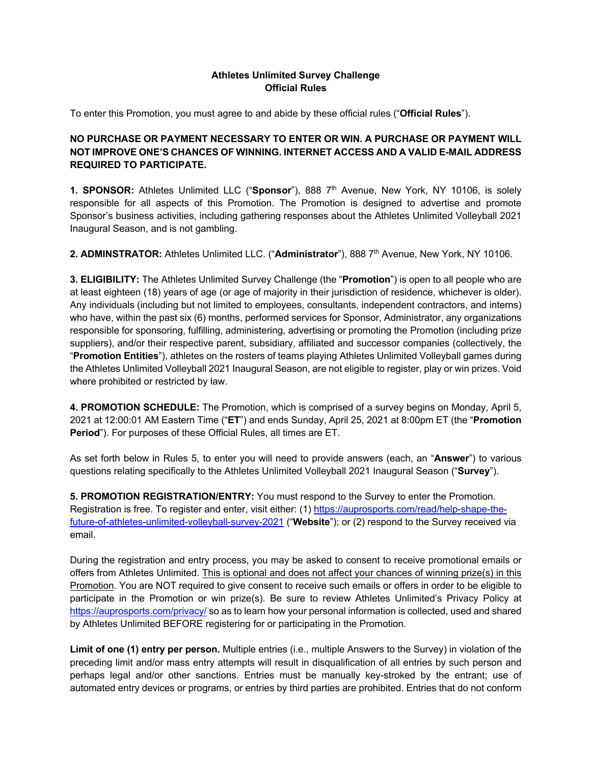**Athletes Unlimited Survey Challenge**
**Official Rules**

To enter this Promotion, you must agree to and abide by these official rules ("**Official Rules**").

**NO PURCHASE OR PAYMENT NECESSARY TO ENTER OR WIN. A PURCHASE OR PAYMENT WILL NOT IMPROVE ONE'S CHANCES OF WINNING. INTERNET ACCESS AND A VALID E-MAIL ADDRESS REQUIRED TO PARTICIPATE.**

**1. SPONSOR:** Athletes Unlimited LLC ("**Sponsor**"), 888 7th Avenue, New York, NY 10106, is solely responsible for all aspects of this Promotion. The Promotion is designed to advertise and promote Sponsor's business activities, including gathering responses about the Athletes Unlimited Volleyball 2021 Inaugural Season, and is not gambling.

**2. ADMINSTRATOR:** Athletes Unlimited LLC. ("**Administrator**"), 888 7th Avenue, New York, NY 10106.

**3. ELIGIBILITY:** The Athletes Unlimited Survey Challenge (the "**Promotion**") is open to all people who are at least eighteen (18) years of age (or age of majority in their jurisdiction of residence, whichever is older). Any individuals (including but not limited to employees, consultants, independent contractors, and interns) who have, within the past six (6) months, performed services for Sponsor, Administrator, any organizations responsible for sponsoring, fulfilling, administering, advertising or promoting the Promotion (including prize suppliers), and/or their respective parent, subsidiary, affiliated and successor companies (collectively, the "**Promotion Entities**"), athletes on the rosters of teams playing Athletes Unlimited Volleyball games during the Athletes Unlimited Volleyball 2021 Inaugural Season, are not eligible to register, play or win prizes. Void where prohibited or restricted by law.

**4. PROMOTION SCHEDULE:** The Promotion, which is comprised of a survey begins on Monday, April 5, 2021 at 12:00:01 AM Eastern Time ("**ET**") and ends Sunday, April 25, 2021 at 8:00pm ET (the "**Promotion Period**"). For purposes of these Official Rules, all times are ET.

As set forth below in Rules 5, to enter you will need to provide answers (each, an "**Answer**") to various questions relating specifically to the Athletes Unlimited Volleyball 2021 Inaugural Season ("**Survey**").

**5. PROMOTION REGISTRATION/ENTRY:** You must respond to the Survey to enter the Promotion. Registration is free. To register and enter, visit either: (1) https://auprosports.com/read/help-shape-the-future-of-athletes-unlimited-volleyball-survey-2021 ("**Website**"); or (2) respond to the Survey received via email.

During the registration and entry process, you may be asked to consent to receive promotional emails or offers from Athletes Unlimited. This is optional and does not affect your chances of winning prize(s) in this Promotion. You are NOT required to give consent to receive such emails or offers in order to be eligible to participate in the Promotion or win prize(s). Be sure to review Athletes Unlimited's Privacy Policy at https://auprosports.com/privacy/ so as to learn how your personal information is collected, used and shared by Athletes Unlimited BEFORE registering for or participating in the Promotion.

**Limit of one (1) entry per person.** Multiple entries (i.e., multiple Answers to the Survey) in violation of the preceding limit and/or mass entry attempts will result in disqualification of all entries by such person and perhaps legal and/or other sanctions. Entries must be manually key-stroked by the entrant; use of automated entry devices or programs, or entries by third parties are prohibited. Entries that do not conform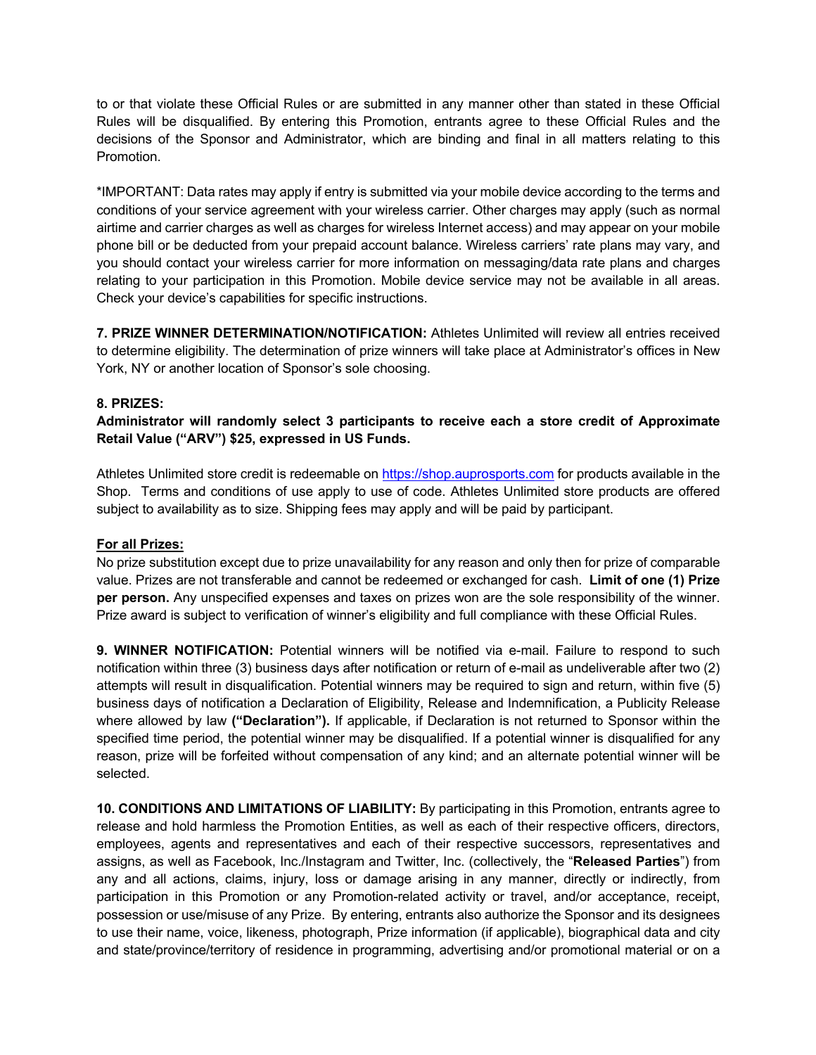to or that violate these Official Rules or are submitted in any manner other than stated in these Official Rules will be disqualified. By entering this Promotion, entrants agree to these Official Rules and the decisions of the Sponsor and Administrator, which are binding and final in all matters relating to this Promotion.

*IMPORTANT: Data rates may apply if entry is submitted via your mobile device according to the terms and conditions of your service agreement with your wireless carrier. Other charges may apply (such as normal airtime and carrier charges as well as charges for wireless Internet access) and may appear on your mobile phone bill or be deducted from your prepaid account balance. Wireless carriers' rate plans may vary, and you should contact your wireless carrier for more information on messaging/data rate plans and charges relating to your participation in this Promotion. Mobile device service may not be available in all areas. Check your device's capabilities for specific instructions.

**7. PRIZE WINNER DETERMINATION/NOTIFICATION:** Athletes Unlimited will review all entries received to determine eligibility. The determination of prize winners will take place at Administrator's offices in New York, NY or another location of Sponsor's sole choosing.

**8. PRIZES:**

**Administrator will randomly select 3 participants to receive each a store credit of Approximate Retail Value ("ARV") $25, expressed in US Funds.**

Athletes Unlimited store credit is redeemable on [https://shop.auprosports.com](https://shop.auprosports.com) for products available in the Shop. Terms and conditions of use apply to use of code. Athletes Unlimited store products are offered subject to availability as to size. Shipping fees may apply and will be paid by participant.

**For all Prizes:**

No prize substitution except due to prize unavailability for any reason and only then for prize of comparable value. Prizes are not transferable and cannot be redeemed or exchanged for cash. **Limit of one (1) Prize per person.** Any unspecified expenses and taxes on prizes won are the sole responsibility of the winner. Prize award is subject to verification of winner's eligibility and full compliance with these Official Rules.

**9. WINNER NOTIFICATION:** Potential winners will be notified via e-mail. Failure to respond to such notification within three (3) business days after notification or return of e-mail as undeliverable after two (2) attempts will result in disqualification. Potential winners may be required to sign and return, within five (5) business days of notification a Declaration of Eligibility, Release and Indemnification, a Publicity Release where allowed by law **("Declaration").** If applicable, if Declaration is not returned to Sponsor within the specified time period, the potential winner may be disqualified. If a potential winner is disqualified for any reason, prize will be forfeited without compensation of any kind; and an alternate potential winner will be selected.

**10. CONDITIONS AND LIMITATIONS OF LIABILITY:** By participating in this Promotion, entrants agree to release and hold harmless the Promotion Entities, as well as each of their respective officers, directors, employees, agents and representatives and each of their respective successors, representatives and assigns, as well as Facebook, Inc./Instagram and Twitter, Inc. (collectively, the "**Released Parties**") from any and all actions, claims, injury, loss or damage arising in any manner, directly or indirectly, from participation in this Promotion or any Promotion-related activity or travel, and/or acceptance, receipt, possession or use/misuse of any Prize. By entering, entrants also authorize the Sponsor and its designees to use their name, voice, likeness, photograph, Prize information (if applicable), biographical data and city and state/province/territory of residence in programming, advertising and/or promotional material or on a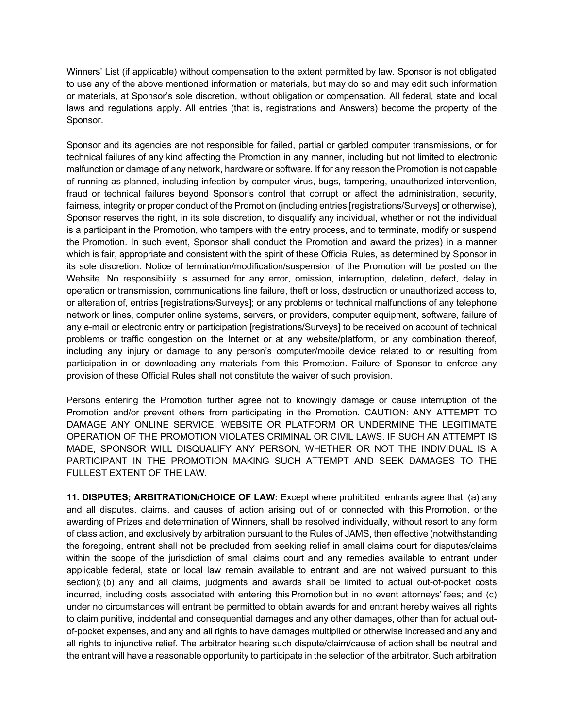Winners' List (if applicable) without compensation to the extent permitted by law. Sponsor is not obligated to use any of the above mentioned information or materials, but may do so and may edit such information or materials, at Sponsor's sole discretion, without obligation or compensation. All federal, state and local laws and regulations apply. All entries (that is, registrations and Answers) become the property of the Sponsor.

Sponsor and its agencies are not responsible for failed, partial or garbled computer transmissions, or for technical failures of any kind affecting the Promotion in any manner, including but not limited to electronic malfunction or damage of any network, hardware or software. If for any reason the Promotion is not capable of running as planned, including infection by computer virus, bugs, tampering, unauthorized intervention, fraud or technical failures beyond Sponsor's control that corrupt or affect the administration, security, fairness, integrity or proper conduct of the Promotion (including entries [registrations/Surveys] or otherwise), Sponsor reserves the right, in its sole discretion, to disqualify any individual, whether or not the individual is a participant in the Promotion, who tampers with the entry process, and to terminate, modify or suspend the Promotion. In such event, Sponsor shall conduct the Promotion and award the prizes) in a manner which is fair, appropriate and consistent with the spirit of these Official Rules, as determined by Sponsor in its sole discretion. Notice of termination/modification/suspension of the Promotion will be posted on the Website. No responsibility is assumed for any error, omission, interruption, deletion, defect, delay in operation or transmission, communications line failure, theft or loss, destruction or unauthorized access to, or alteration of, entries [registrations/Surveys]; or any problems or technical malfunctions of any telephone network or lines, computer online systems, servers, or providers, computer equipment, software, failure of any e-mail or electronic entry or participation [registrations/Surveys] to be received on account of technical problems or traffic congestion on the Internet or at any website/platform, or any combination thereof, including any injury or damage to any person's computer/mobile device related to or resulting from participation in or downloading any materials from this Promotion. Failure of Sponsor to enforce any provision of these Official Rules shall not constitute the waiver of such provision.

Persons entering the Promotion further agree not to knowingly damage or cause interruption of the Promotion and/or prevent others from participating in the Promotion. CAUTION: ANY ATTEMPT TO DAMAGE ANY ONLINE SERVICE, WEBSITE OR PLATFORM OR UNDERMINE THE LEGITIMATE OPERATION OF THE PROMOTION VIOLATES CRIMINAL OR CIVIL LAWS. IF SUCH AN ATTEMPT IS MADE, SPONSOR WILL DISQUALIFY ANY PERSON, WHETHER OR NOT THE INDIVIDUAL IS A PARTICIPANT IN THE PROMOTION MAKING SUCH ATTEMPT AND SEEK DAMAGES TO THE FULLEST EXTENT OF THE LAW.

**11. DISPUTES; ARBITRATION/CHOICE OF LAW:** Except where prohibited, entrants agree that: (a) any and all disputes, claims, and causes of action arising out of or connected with this Promotion, or the awarding of Prizes and determination of Winners, shall be resolved individually, without resort to any form of class action, and exclusively by arbitration pursuant to the Rules of JAMS, then effective (notwithstanding the foregoing, entrant shall not be precluded from seeking relief in small claims court for disputes/claims within the scope of the jurisdiction of small claims court and any remedies available to entrant under applicable federal, state or local law remain available to entrant and are not waived pursuant to this section); (b) any and all claims, judgments and awards shall be limited to actual out-of-pocket costs incurred, including costs associated with entering this Promotion but in no event attorneys' fees; and (c) under no circumstances will entrant be permitted to obtain awards for and entrant hereby waives all rights to claim punitive, incidental and consequential damages and any other damages, other than for actual out-of-pocket expenses, and any and all rights to have damages multiplied or otherwise increased and any and all rights to injunctive relief. The arbitrator hearing such dispute/claim/cause of action shall be neutral and the entrant will have a reasonable opportunity to participate in the selection of the arbitrator. Such arbitration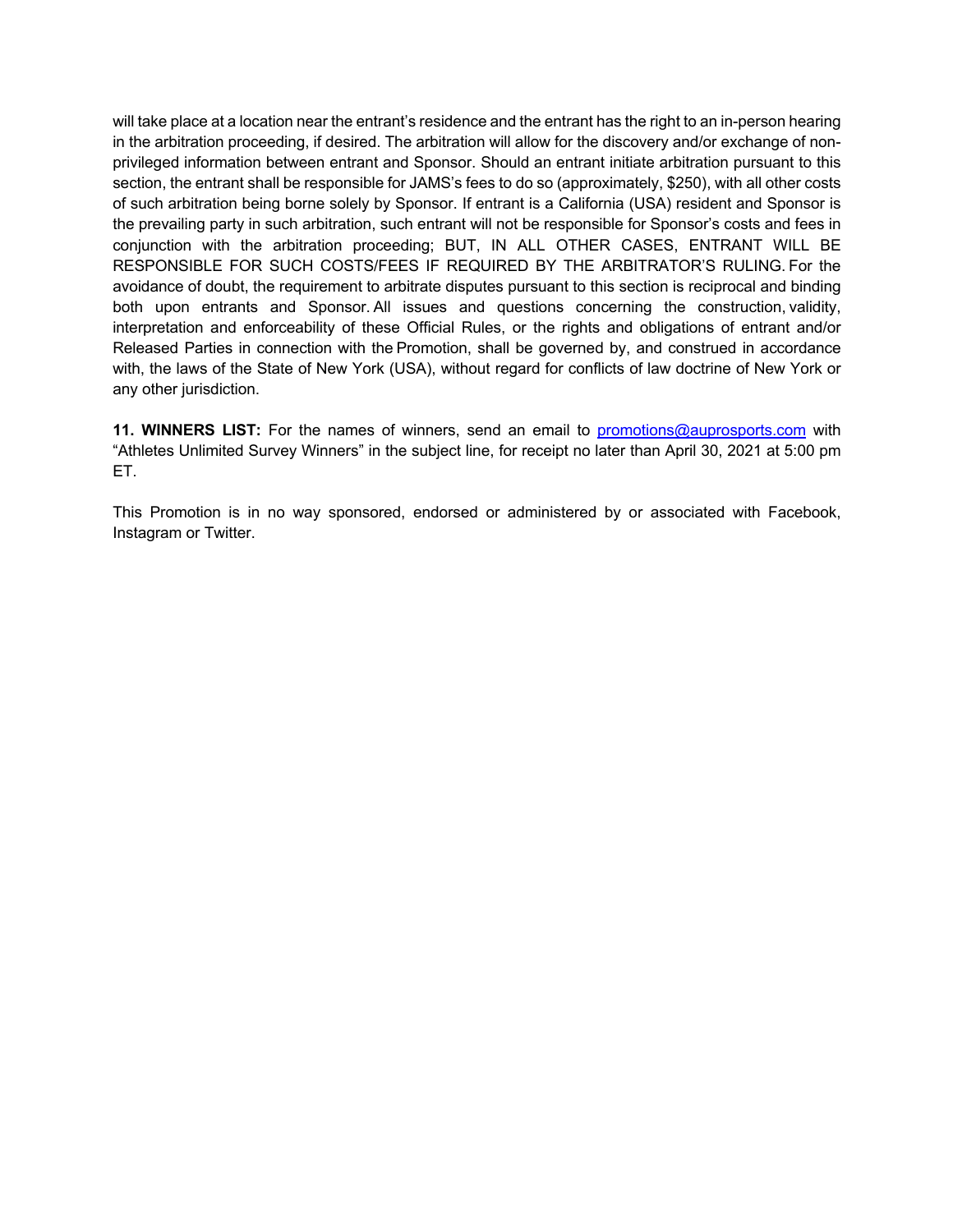will take place at a location near the entrant's residence and the entrant has the right to an in-person hearing in the arbitration proceeding, if desired. The arbitration will allow for the discovery and/or exchange of non-privileged information between entrant and Sponsor. Should an entrant initiate arbitration pursuant to this section, the entrant shall be responsible for JAMS's fees to do so (approximately, $250), with all other costs of such arbitration being borne solely by Sponsor. If entrant is a California (USA) resident and Sponsor is the prevailing party in such arbitration, such entrant will not be responsible for Sponsor's costs and fees in conjunction with the arbitration proceeding; BUT, IN ALL OTHER CASES, ENTRANT WILL BE RESPONSIBLE FOR SUCH COSTS/FEES IF REQUIRED BY THE ARBITRATOR'S RULING. For the avoidance of doubt, the requirement to arbitrate disputes pursuant to this section is reciprocal and binding both upon entrants and Sponsor. All issues and questions concerning the construction, validity, interpretation and enforceability of these Official Rules, or the rights and obligations of entrant and/or Released Parties in connection with the Promotion, shall be governed by, and construed in accordance with, the laws of the State of New York (USA), without regard for conflicts of law doctrine of New York or any other jurisdiction.

**11. WINNERS LIST:** For the names of winners, send an email to promotions@auprosports.com with "Athletes Unlimited Survey Winners" in the subject line, for receipt no later than April 30, 2021 at 5:00 pm ET.

This Promotion is in no way sponsored, endorsed or administered by or associated with Facebook, Instagram or Twitter.